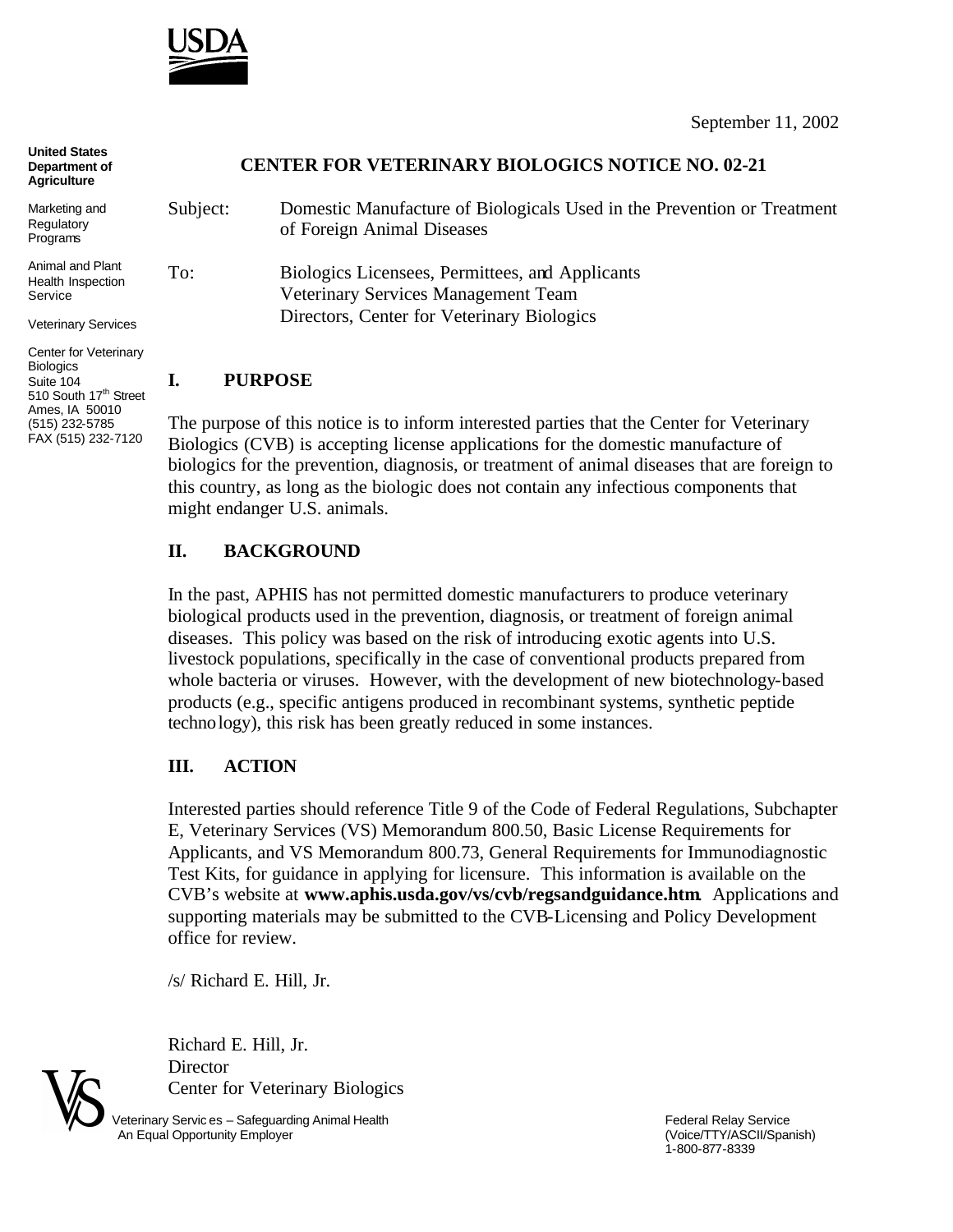September 11, 2002

**United States Department of Agriculture**

Marketing and Regulatory Programs

Animal and Plant Health Inspection Service

Veterinary Services

Center for Veterinary Biologics
Suite 104
510 South 17th Street
Ames, IA 50010
(515) 232-5785
FAX (515) 232-7120

# CENTER FOR VETERINARY BIOLOGICS NOTICE NO. 02-21

Subject: Domestic Manufacture of Biologicals Used in the Prevention or Treatment of Foreign Animal Diseases

To: Biologics Licensees, Permittees, and Applicants
Veterinary Services Management Team
Directors, Center for Veterinary Biologics

## I. PURPOSE

The purpose of this notice is to inform interested parties that the Center for Veterinary Biologics (CVB) is accepting license applications for the domestic manufacture of biologics for the prevention, diagnosis, or treatment of animal diseases that are foreign to this country, as long as the biologic does not contain any infectious components that might endanger U.S. animals.

## II. BACKGROUND

In the past, APHIS has not permitted domestic manufacturers to produce veterinary biological products used in the prevention, diagnosis, or treatment of foreign animal diseases. This policy was based on the risk of introducing exotic agents into U.S. livestock populations, specifically in the case of conventional products prepared from whole bacteria or viruses. However, with the development of new biotechnology-based products (e.g., specific antigens produced in recombinant systems, synthetic peptide technology), this risk has been greatly reduced in some instances.

## III. ACTION

Interested parties should reference Title 9 of the Code of Federal Regulations, Subchapter E, Veterinary Services (VS) Memorandum 800.50, Basic License Requirements for Applicants, and VS Memorandum 800.73, General Requirements for Immunodiagnostic Test Kits, for guidance in applying for licensure. This information is available on the CVB's website at **www.aphis.usda.gov/vs/cvb/regsandguidance.htm**. Applications and supporting materials may be submitted to the CVB-Licensing and Policy Development office for review.

/s/ Richard E. Hill, Jr.

Richard E. Hill, Jr.
Director
Center for Veterinary Biologics

Veterinary Services – Safeguarding Animal Health
An Equal Opportunity Employer

Federal Relay Service
(Voice/TTY/ASCII/Spanish)
1-800-877-8339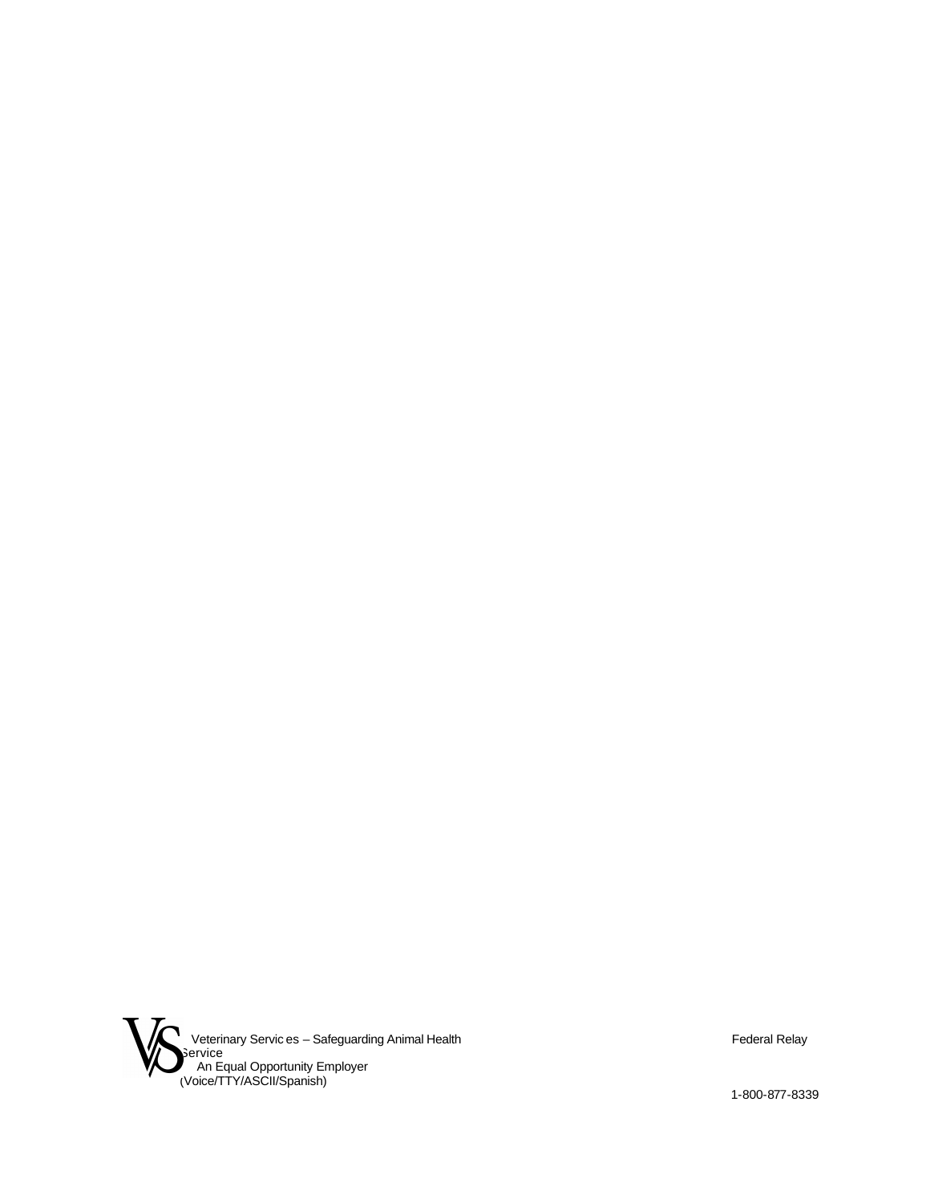Veterinary Services – Safeguarding Animal Health

An Equal Opportunity Employer

Federal Relay Service (Voice/TTY/ASCII/Spanish) 1-800-877-8339